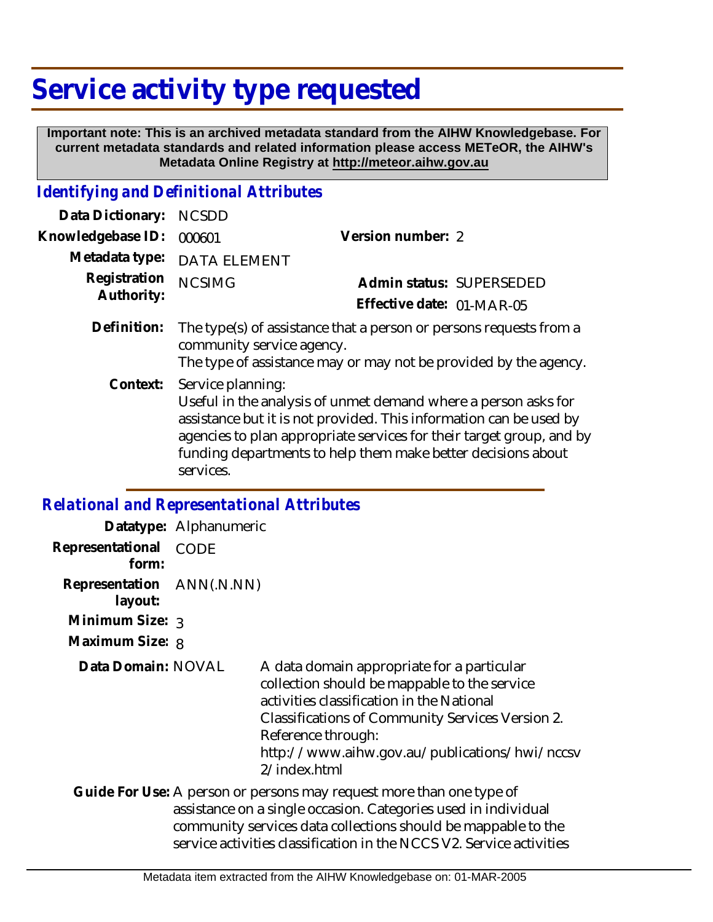# Service activity type requested

**Important note: This is an archived metadata standard from the AIHW Knowledgebase. For current metadata standards and related information please access METeOR, the AIHW's Metadata Online Registry at http://meteor.aihw.gov.au**

## *Identifying and Definitional Attributes*

**Data Dictionary:** NCSDD

**Knowledgebase ID:** 000601

**Version number:** 2

**Metadata type:** DATA ELEMENT

**Registration Authority:** NCSIMG

**Admin status:** SUPERSEDED

**Effective date:** 01-MAR-05

**Definition:** The type(s) of assistance that a person or persons requests from a community service agency.
The type of assistance may or may not be provided by the agency.

**Context:** Service planning:
Useful in the analysis of unmet demand where a person asks for assistance but it is not provided. This information can be used by agencies to plan appropriate services for their target group, and by funding departments to help them make better decisions about services.

## *Relational and Representational Attributes*

**Datatype:** Alphanumeric

**Representational form:** CODE

**Representation layout:** ANN(.N.NN)

**Minimum Size:** 3

**Maximum Size:** 8

**Data Domain:** NOVAL

A data domain appropriate for a particular collection should be mappable to the service activities classification in the National Classifications of Community Services Version 2. Reference through: http://www.aihw.gov.au/publications/hwi/nccsv2/index.html

**Guide For Use:** A person or persons may request more than one type of assistance on a single occasion. Categories used in individual community services data collections should be mappable to the service activities classification in the NCCS V2. Service activities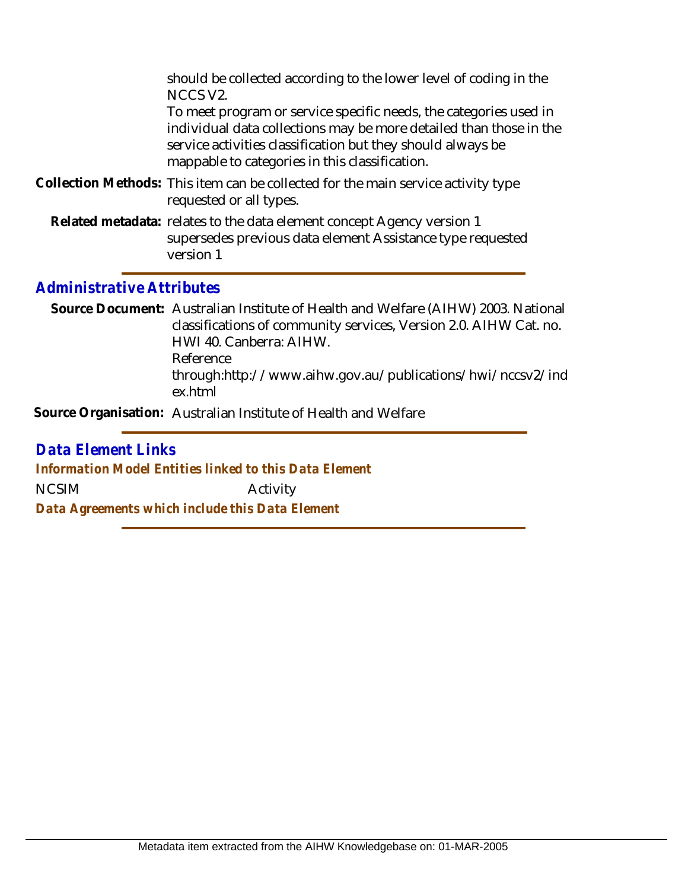should be collected according to the lower level of coding in the NCCS V2.

To meet program or service specific needs, the categories used in individual data collections may be more detailed than those in the service activities classification but they should always be mappable to categories in this classification.

**Collection Methods:** This item can be collected for the main service activity type requested or all types.

**Related metadata:** relates to the data element concept Agency version 1
supersedes previous data element Assistance type requested version 1

## Administrative Attributes

**Source Document:** Australian Institute of Health and Welfare (AIHW) 2003. National classifications of community services, Version 2.0. AIHW Cat. no. HWI 40. Canberra: AIHW.
Reference through:http://www.aihw.gov.au/publications/hwi/nccsv2/index.html

**Source Organisation:** Australian Institute of Health and Welfare

## Data Element Links

### Information Model Entities linked to this Data Element

NCSIM Activity

### Data Agreements which include this Data Element

Metadata item extracted from the AIHW Knowledgebase on: 01-MAR-2005